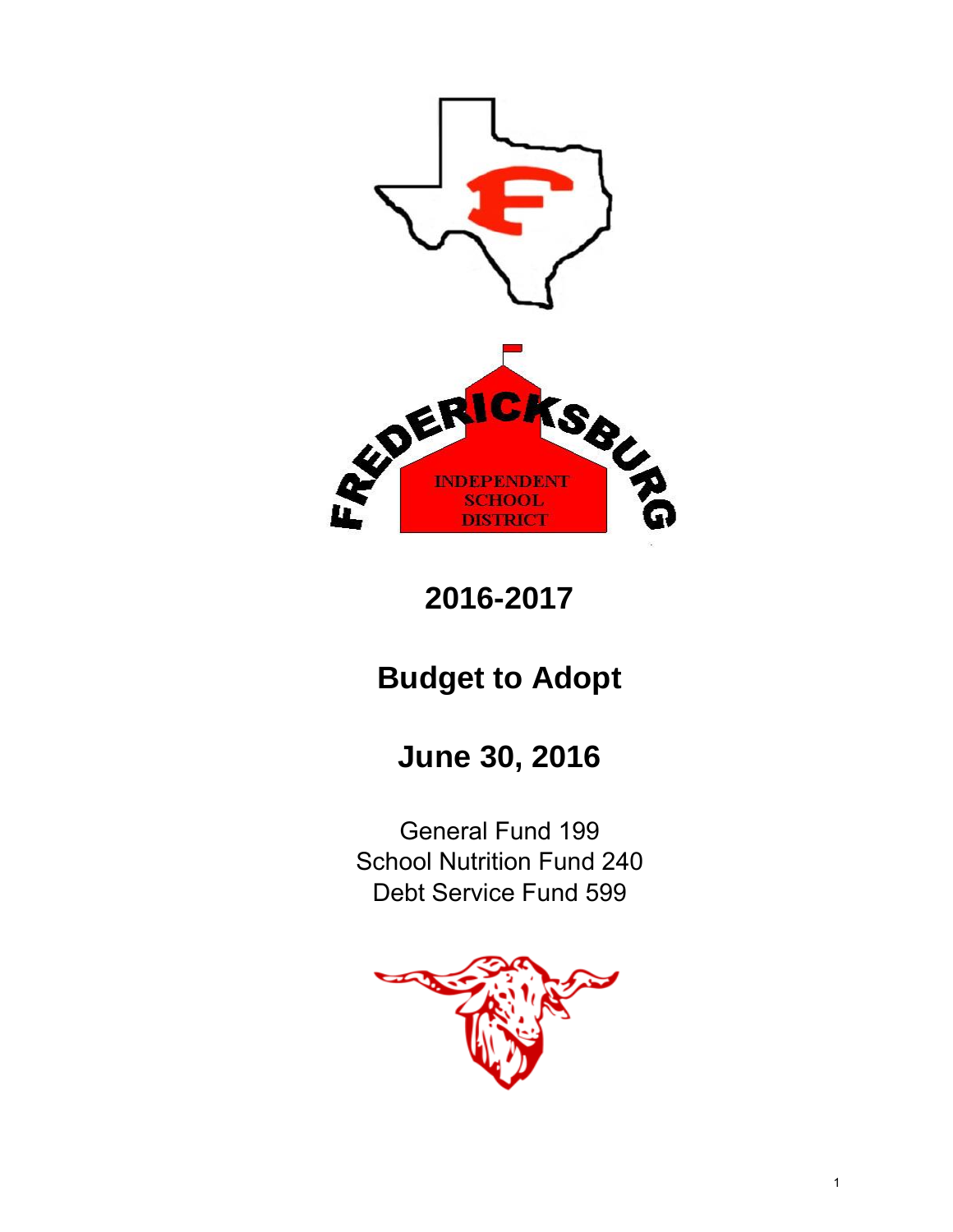FREDERICKSBURG

INDEPENDENT SCHOOL DISTRICT

# 2016-2017

# Budget to Adopt

# June 30, 2016

General Fund 199
School Nutrition Fund 240
Debt Service Fund 599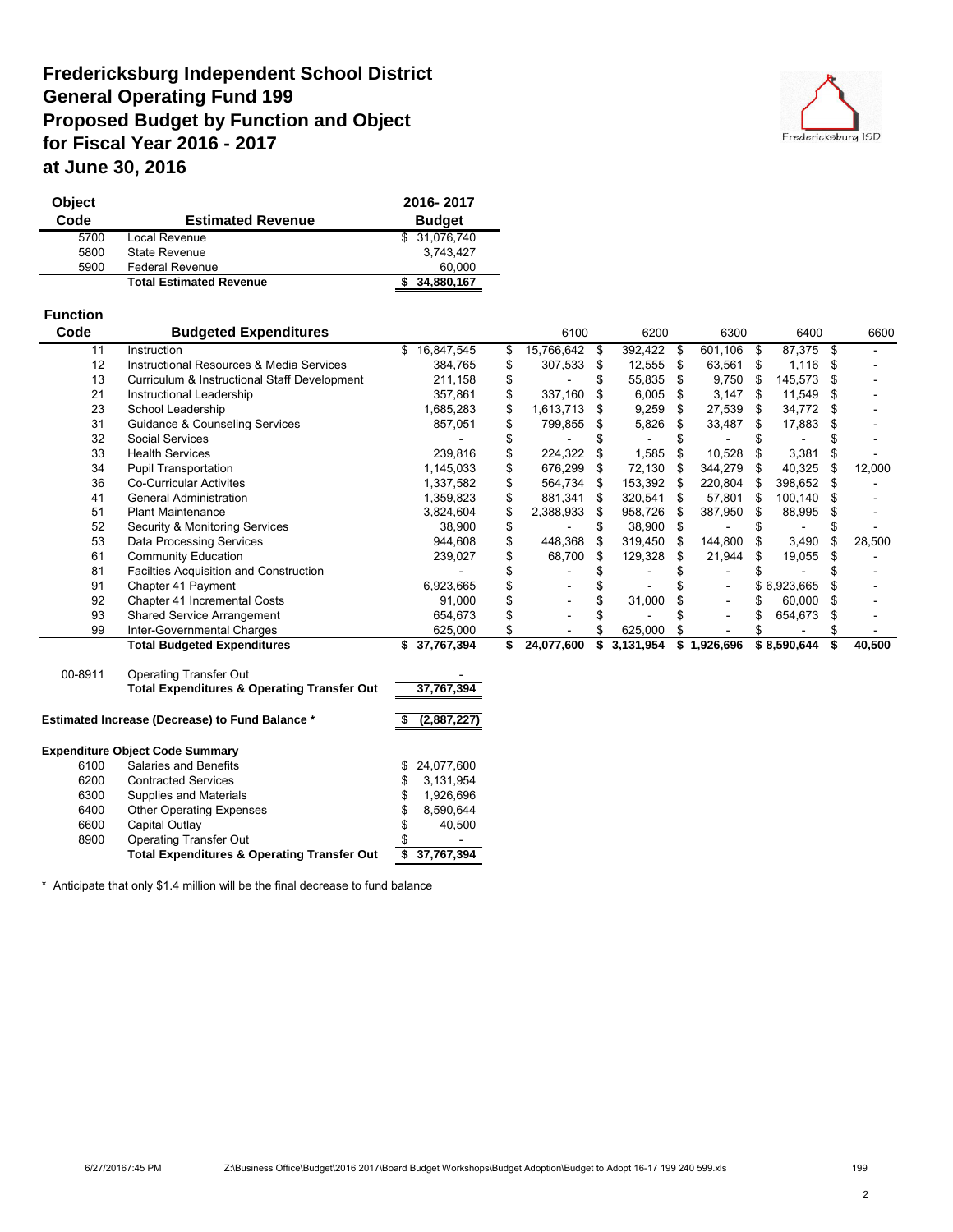# Fredericksburg Independent School District
# General Operating Fund 199
# Proposed Budget by Function and Object
# for Fiscal Year 2016 - 2017
# at June 30, 2016

| Object Code | Estimated Revenue | 2016- 2017 Budget |
|---|---|---|
| 5700 | Local Revenue | $ 31,076,740 |
| 5800 | State Revenue | 3,743,427 |
| 5900 | Federal Revenue | 60,000 |
| | **Total Estimated Revenue** | **$ 34,880,167** |

| Function Code | Budgeted Expenditures | | 6100 | 6200 | 6300 | 6400 | 6600 |
|---|---|---|---|---|---|---|---|
| 11 | Instruction | $ 16,847,545 | $ 15,766,642 | $ 392,422 | $ 601,106 | $ 87,375 | $ - |
| 12 | Instructional Resources & Media Services | 384,765 | $ 307,533 | $ 12,555 | $ 63,561 | $ 1,116 | $ - |
| 13 | Curriculum & Instructional Staff Development | 211,158 | $ - | $ 55,835 | $ 9,750 | $ 145,573 | $ - |
| 21 | Instructional Leadership | 357,861 | $ 337,160 | $ 6,005 | $ 3,147 | $ 11,549 | $ - |
| 23 | School Leadership | 1,685,283 | $ 1,613,713 | $ 9,259 | $ 27,539 | $ 34,772 | $ - |
| 31 | Guidance & Counseling Services | 857,051 | $ 799,855 | $ 5,826 | $ 33,487 | $ 17,883 | $ - |
| 32 | Social Services | - | $ - | $ - | $ - | $ - | $ - |
| 33 | Health Services | 239,816 | $ 224,322 | $ 1,585 | $ 10,528 | $ 3,381 | $ - |
| 34 | Pupil Transportation | 1,145,033 | $ 676,299 | $ 72,130 | $ 344,279 | $ 40,325 | $ 12,000 |
| 36 | Co-Curricular Activites | 1,337,582 | $ 564,734 | $ 153,392 | $ 220,804 | $ 398,652 | $ - |
| 41 | General Administration | 1,359,823 | $ 881,341 | $ 320,541 | $ 57,801 | $ 100,140 | $ - |
| 51 | Plant Maintenance | 3,824,604 | $ 2,388,933 | $ 958,726 | $ 387,950 | $ 88,995 | $ - |
| 52 | Security & Monitoring Services | 38,900 | $ - | $ 38,900 | $ - | $ - | $ - |
| 53 | Data Processing Services | 944,608 | $ 448,368 | $ 319,450 | $ 144,800 | $ 3,490 | $ 28,500 |
| 61 | Community Education | 239,027 | $ 68,700 | $ 129,328 | $ 21,944 | $ 19,055 | $ - |
| 81 | Facilties Acquisition and Construction | - | $ - | $ - | $ - | $ - | $ - |
| 91 | Chapter 41 Payment | 6,923,665 | $ - | $ - | $ - | $ 6,923,665 | $ - |
| 92 | Chapter 41 Incremental Costs | 91,000 | $ - | $ 31,000 | $ - | $ 60,000 | $ - |
| 93 | Shared Service Arrangement | 654,673 | $ - | $ - | $ - | $ 654,673 | $ - |
| 99 | Inter-Governmental Charges | 625,000 | $ - | $ 625,000 | $ - | $ - | $ - |
| | **Total Budgeted Expenditures** | **$ 37,767,394** | **$ 24,077,600** | **$ 3,131,954** | **$ 1,926,696** | **$ 8,590,644** | **$ 40,500** |

| | | |
|---|---|---|
| 00-8911 | Operating Transfer Out | - |
| | **Total Expenditures & Operating Transfer Out** | **37,767,394** |
| **Estimated Increase (Decrease) to Fund Balance \*** | | **$ (2,887,227)** |

**Expenditure Object Code Summary**

| | | |
|---|---|---|
| 6100 | Salaries and Benefits | $ 24,077,600 |
| 6200 | Contracted Services | $ 3,131,954 |
| 6300 | Supplies and Materials | $ 1,926,696 |
| 6400 | Other Operating Expenses | $ 8,590,644 |
| 6600 | Capital Outlay | $ 40,500 |
| 8900 | Operating Transfer Out | $ - |
| | **Total Expenditures & Operating Transfer Out** | **$ 37,767,394** |

\* Anticipate that only $1.4 million will be the final decrease to fund balance

6/27/20167:45 PM Z:\Business Office\Budget\2016 2017\Board Budget Workshops\Budget Adoption\Budget to Adopt 16-17 199 240 599.xls 199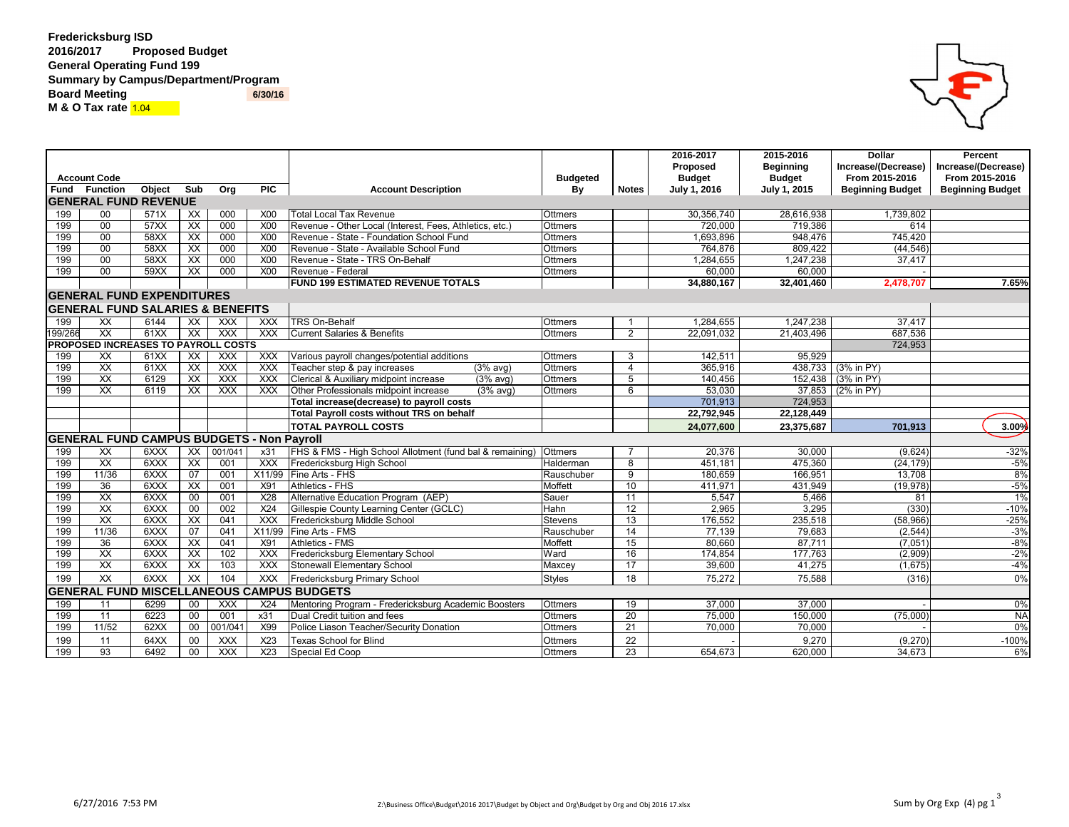**Fredericksburg ISD**
**2016/2017 Proposed Budget**
**General Operating Fund 199**
**Summary by Campus/Department/Program**
**Board Meeting** 6/30/16
**M & O Tax rate** 1.04

| Fund | Function | Object | Sub | Org | PIC | Account Description | Budgeted By | Notes | 2016-2017 Proposed Budget July 1, 2016 | 2015-2016 Beginning Budget July 1, 2015 | Dollar Increase/(Decrease) From 2015-2016 Beginning Budget | Percent Increase/(Decrease) From 2015-2016 Beginning Budget |
|---|---|---|---|---|---|---|---|---|---|---|---|---|
| **GENERAL FUND REVENUE** | | | | | | | | | | | | |
| 199 | 00 | 571X | XX | 000 | X00 | Total Local Tax Revenue | Ottmers | | 30,356,740 | 28,616,938 | 1,739,802 | |
| 199 | 00 | 57XX | XX | 000 | X00 | Revenue - Other Local (Interest, Fees, Athletics, etc.) | Ottmers | | 720,000 | 719,386 | 614 | |
| 199 | 00 | 58XX | XX | 000 | X00 | Revenue - State - Foundation School Fund | Ottmers | | 1,693,896 | 948,476 | 745,420 | |
| 199 | 00 | 58XX | XX | 000 | X00 | Revenue - State - Available School Fund | Ottmers | | 764,876 | 809,422 | (44,546) | |
| 199 | 00 | 58XX | XX | 000 | X00 | Revenue - State - TRS On-Behalf | Ottmers | | 1,284,655 | 1,247,238 | 37,417 | |
| 199 | 00 | 59XX | XX | 000 | X00 | Revenue - Federal | Ottmers | | 60,000 | 60,000 | - | |
| | | | | | | **FUND 199 ESTIMATED REVENUE TOTALS** | | | **34,880,167** | **32,401,460** | **2,478,707** | **7.65%** |
| **GENERAL FUND EXPENDITURES** | | | | | | | | | | | | |
| **GENERAL FUND SALARIES & BENEFITS** | | | | | | | | | | | | |
| 199 | XX | 6144 | XX | XXX | XXX | TRS On-Behalf | Ottmers | 1 | 1,284,655 | 1,247,238 | 37,417 | |
| 199/266 | XX | 61XX | XX | XXX | XXX | Current Salaries & Benefits | Ottmers | 2 | 22,091,032 | 21,403,496 | 687,536 | |
| **PROPOSED INCREASES TO PAYROLL COSTS** | | | | | | | | | | | 724,953 | |
| 199 | XX | 61XX | XX | XXX | XXX | Various payroll changes/potential additions | Ottmers | 3 | 142,511 | 95,929 | | |
| 199 | XX | 61XX | XX | XXX | XXX | Teacher step & pay increases (3% avg) | Ottmers | 4 | 365,916 | 438,733 | (3% in PY) | |
| 199 | XX | 6129 | XX | XXX | XXX | Clerical & Auxiliary midpoint increase (3% avg) | Ottmers | 5 | 140,456 | 152,438 | (3% in PY) | |
| 199 | XX | 6119 | XX | XXX | XXX | Other Professionals midpoint increase (3% avg) | Ottmers | 6 | 53,030 | 37,853 | (2% in PY) | |
| | | | | | | **Total increase(decrease) to payroll costs** | | | 701,913 | 724,953 | | |
| | | | | | | **Total Payroll costs without TRS on behalf** | | | **22,792,945** | **22,128,449** | | |
| | | | | | | **TOTAL PAYROLL COSTS** | | | **24,077,600** | **23,375,687** | **701,913** | **3.00%** |
| **GENERAL FUND CAMPUS BUDGETS - Non Payroll** | | | | | | | | | | | | |
| 199 | XX | 6XXX | XX | 001/041 | x31 | FHS & FMS - High School Allotment (fund bal & remaining) | Ottmers | 7 | 20,376 | 30,000 | (9,624) | -32% |
| 199 | XX | 6XXX | XX | 001 | XXX | Fredericksburg High School | Halderman | 8 | 451,181 | 475,360 | (24,179) | -5% |
| 199 | 11/36 | 6XXX | 07 | 001 | X11/99 | Fine Arts - FHS | Rauschuber | 9 | 180,659 | 166,951 | 13,708 | 8% |
| 199 | 36 | 6XXX | XX | 001 | X91 | Athletics - FHS | Moffett | 10 | 411,971 | 431,949 | (19,978) | -5% |
| 199 | XX | 6XXX | 00 | 001 | X28 | Alternative Education Program (AEP) | Sauer | 11 | 5,547 | 5,466 | 81 | 1% |
| 199 | XX | 6XXX | 00 | 002 | X24 | Gillespie County Learning Center (GCLC) | Hahn | 12 | 2,965 | 3,295 | (330) | -10% |
| 199 | XX | 6XXX | XX | 041 | XXX | Fredericksburg Middle School | Stevens | 13 | 176,552 | 235,518 | (58,966) | -25% |
| 199 | 11/36 | 6XXX | 07 | 041 | X11/99 | Fine Arts - FMS | Rauschuber | 14 | 77,139 | 79,683 | (2,544) | -3% |
| 199 | 36 | 6XXX | XX | 041 | X91 | Athletics - FMS | Moffett | 15 | 80,660 | 87,711 | (7,051) | -8% |
| 199 | XX | 6XXX | XX | 102 | XXX | Fredericksburg Elementary School | Ward | 16 | 174,854 | 177,763 | (2,909) | -2% |
| 199 | XX | 6XXX | XX | 103 | XXX | Stonewall Elementary School | Maxcey | 17 | 39,600 | 41,275 | (1,675) | -4% |
| 199 | XX | 6XXX | XX | 104 | XXX | Fredericksburg Primary School | Styles | 18 | 75,272 | 75,588 | (316) | 0% |
| **GENERAL FUND MISCELLANEOUS CAMPUS BUDGETS** | | | | | | | | | | | | |
| 199 | 11 | 6299 | 00 | XXX | X24 | Mentoring Program - Fredericksburg Academic Boosters | Ottmers | 19 | 37,000 | 37,000 | - | 0% |
| 199 | 11 | 6223 | 00 | 001 | x31 | Dual Credit tuition and fees | Ottmers | 20 | 75,000 | 150,000 | (75,000) | NA |
| 199 | 11/52 | 62XX | 00 | 001/041 | X99 | Police Liason Teacher/Security Donation | Ottmers | 21 | 70,000 | 70,000 | - | 0% |
| 199 | 11 | 64XX | 00 | XXX | X23 | Texas School for Blind | Ottmers | 22 | - | 9,270 | (9,270) | -100% |
| 199 | 93 | 6492 | 00 | XXX | X23 | Special Ed Coop | Ottmers | 23 | 654,673 | 620,000 | 34,673 | 6% |

6/27/2016 7:53 PM    Z:\Business Office\Budget\2016 2017\Budget by Object and Org\Budget by Org and Obj 2016 17.xlsx    Sum by Org Exp (4) pg 1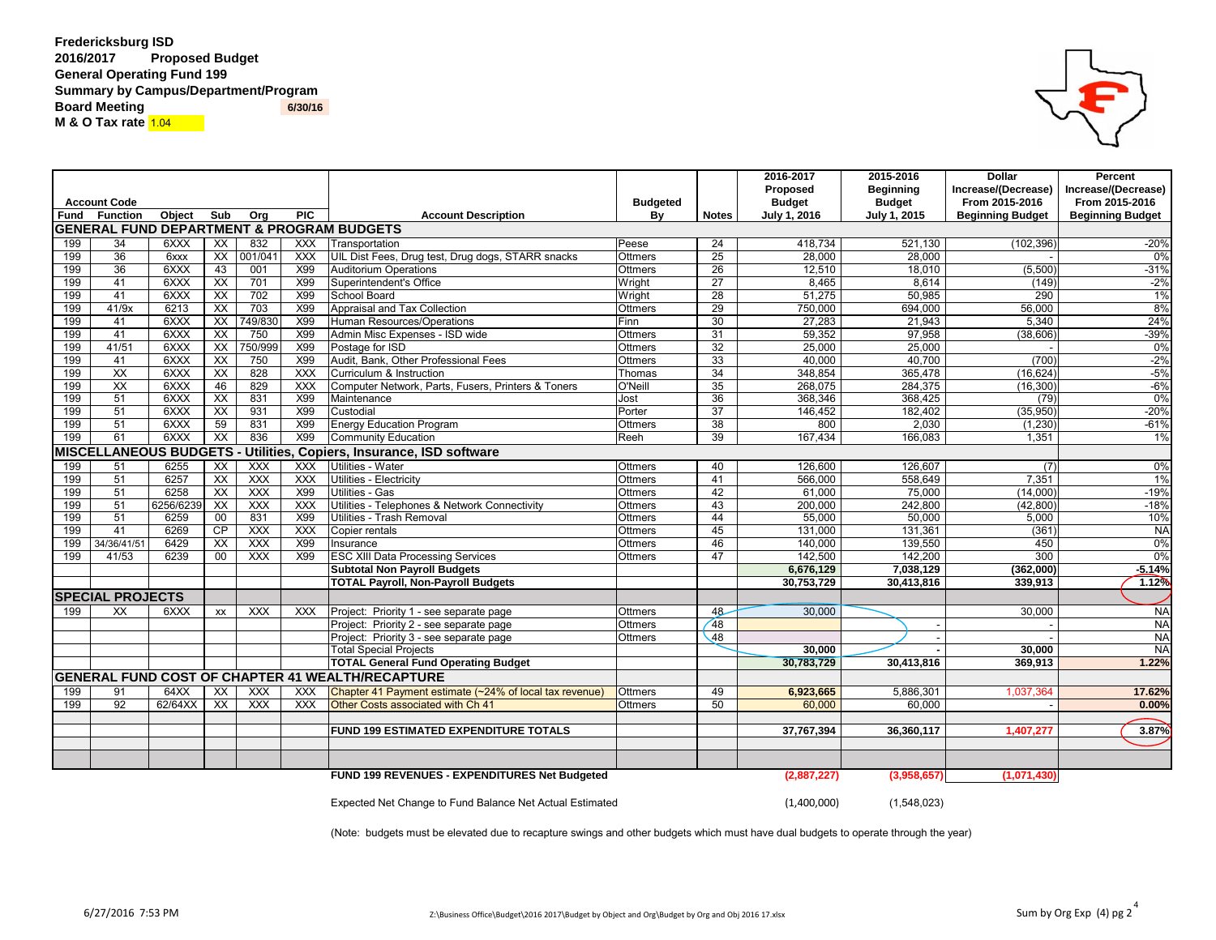**Fredericksburg ISD**
**2016/2017 Proposed Budget**
**General Operating Fund 199**
**Summary by Campus/Department/Program**
**Board Meeting** 6/30/16
**M & O Tax rate** 1.04

| Fund | Function | Object | Sub | Org | PIC | Account Description | Budgeted By | Notes | 2016-2017 Proposed Budget July 1, 2016 | 2015-2016 Beginning Budget July 1, 2015 | Dollar Increase/(Decrease) From 2015-2016 Beginning Budget | Percent Increase/(Decrease) From 2015-2016 Beginning Budget |
|---|---|---|---|---|---|---|---|---|---|---|---|---|
| **GENERAL FUND DEPARTMENT & PROGRAM BUDGETS** | | | | | | | | | | | | |
| 199 | 34 | 6XXX | XX | 832 | XXX | Transportation | Peese | 24 | 418,734 | 521,130 | (102,396) | -20% |
| 199 | 36 | 6xxx | XX | 001/041 | XXX | UIL Dist Fees, Drug test, Drug dogs, STARR snacks | Ottmers | 25 | 28,000 | 28,000 | - | 0% |
| 199 | 36 | 6XXX | 43 | 001 | X99 | Auditorium Operations | Ottmers | 26 | 12,510 | 18,010 | (5,500) | -31% |
| 199 | 41 | 6XXX | XX | 701 | X99 | Superintendent's Office | Wright | 27 | 8,465 | 8,614 | (149) | -2% |
| 199 | 41 | 6XXX | XX | 702 | X99 | School Board | Wright | 28 | 51,275 | 50,985 | 290 | 1% |
| 199 | 41/9x | 6213 | XX | 703 | X99 | Appraisal and Tax Collection | Ottmers | 29 | 750,000 | 694,000 | 56,000 | 8% |
| 199 | 41 | 6XXX | XX | 749/830 | X99 | Human Resources/Operations | Finn | 30 | 27,283 | 21,943 | 5,340 | 24% |
| 199 | 41 | 6XXX | XX | 750 | X99 | Admin Misc Expenses - ISD wide | Ottmers | 31 | 59,352 | 97,958 | (38,606) | -39% |
| 199 | 41/51 | 6XXX | XX | 750/999 | X99 | Postage for ISD | Ottmers | 32 | 25,000 | 25,000 | - | 0% |
| 199 | 41 | 6XXX | XX | 750 | X99 | Audit, Bank, Other Professional Fees | Ottmers | 33 | 40,000 | 40,700 | (700) | -2% |
| 199 | XX | 6XXX | XX | 828 | XXX | Curriculum & Instruction | Thomas | 34 | 348,854 | 365,478 | (16,624) | -5% |
| 199 | XX | 6XXX | 46 | 829 | XXX | Computer Network, Parts, Fusers, Printers & Toners | O'Neill | 35 | 268,075 | 284,375 | (16,300) | -6% |
| 199 | 51 | 6XXX | XX | 831 | X99 | Maintenance | Jost | 36 | 368,346 | 368,425 | (79) | 0% |
| 199 | 51 | 6XXX | XX | 931 | X99 | Custodial | Porter | 37 | 146,452 | 182,402 | (35,950) | -20% |
| 199 | 51 | 6XXX | 59 | 831 | X99 | Energy Education Program | Ottmers | 38 | 800 | 2,030 | (1,230) | -61% |
| 199 | 61 | 6XXX | XX | 836 | X99 | Community Education | Reeh | 39 | 167,434 | 166,083 | 1,351 | 1% |
| **MISCELLANEOUS BUDGETS - Utilities, Copiers, Insurance, ISD software** | | | | | | | | | | | | |
| 199 | 51 | 6255 | XX | XXX | XXX | Utilities - Water | Ottmers | 40 | 126,600 | 126,607 | (7) | 0% |
| 199 | 51 | 6257 | XX | XXX | XXX | Utilities - Electricity | Ottmers | 41 | 566,000 | 558,649 | 7,351 | 1% |
| 199 | 51 | 6258 | XX | XXX | X99 | Utilities - Gas | Ottmers | 42 | 61,000 | 75,000 | (14,000) | -19% |
| 199 | 51 | 6256/6239 | XX | XXX | XXX | Utilities - Telephones & Network Connectivity | Ottmers | 43 | 200,000 | 242,800 | (42,800) | -18% |
| 199 | 51 | 6259 | 00 | 831 | X99 | Utilities - Trash Removal | Ottmers | 44 | 55,000 | 50,000 | 5,000 | 10% |
| 199 | 41 | 6269 | CP | XXX | XXX | Copier rentals | Ottmers | 45 | 131,000 | 131,361 | (361) | NA |
| 199 | 34/36/41/51 | 6429 | XX | XXX | X99 | Insurance | Ottmers | 46 | 140,000 | 139,550 | 450 | 0% |
| 199 | 41/53 | 6239 | 00 | XXX | X99 | ESC XIII Data Processing Services | Ottmers | 47 | 142,500 | 142,200 | 300 | 0% |
| | | | | | | **Subtotal Non Payroll Budgets** | | | **6,676,129** | **7,038,129** | **(362,000)** | **-5.14%** |
| | | | | | | **TOTAL Payroll, Non-Payroll Budgets** | | | **30,753,729** | **30,413,816** | **339,913** | **1.12%** |
| **SPECIAL PROJECTS** | | | | | | | | | | | | |
| 199 | XX | 6XXX | xx | XXX | XXX | Project: Priority 1 - see separate page | Ottmers | 48 | 30,000 | | 30,000 | NA |
| | | | | | | Project: Priority 2 - see separate page | Ottmers | 48 | | - | - | NA |
| | | | | | | Project: Priority 3 - see separate page | Ottmers | 48 | | - | - | NA |
| | | | | | | **Total Special Projects** | | | **30,000** | **-** | **30,000** | NA |
| | | | | | | **TOTAL General Fund Operating Budget** | | | **30,783,729** | **30,413,816** | **369,913** | **1.22%** |
| **GENERAL FUND COST OF CHAPTER 41 WEALTH/RECAPTURE** | | | | | | | | | | | | |
| 199 | 91 | 64XX | XX | XXX | XXX | Chapter 41 Payment estimate (~24% of local tax revenue) | Ottmers | 49 | **6,923,665** | 5,886,301 | 1,037,364 | **17.62%** |
| 199 | 92 | 62/64XX | XX | XXX | XXX | Other Costs associated with Ch 41 | Ottmers | 50 | 60,000 | 60,000 | - | **0.00%** |
| | | | | | | **FUND 199 ESTIMATED EXPENDITURE TOTALS** | | | **37,767,394** | **36,360,117** | **1,407,277** | **3.87%** |
| | | | | | | **FUND 199 REVENUES - EXPENDITURES Net Budgeted** | | | **(2,887,227)** | **(3,958,657)** | **(1,071,430)** | |
| | | | | | | Expected Net Change to Fund Balance Net Actual Estimated | | | (1,400,000) | (1,548,023) | | |

(Note: budgets must be elevated due to recapture swings and other budgets which must have dual budgets to operate through the year)

6/27/2016 7:53 PM Z:\Business Office\Budget\2016 2017\Budget by Object and Org\Budget by Org and Obj 2016 17.xlsx Sum by Org Exp (4) pg 2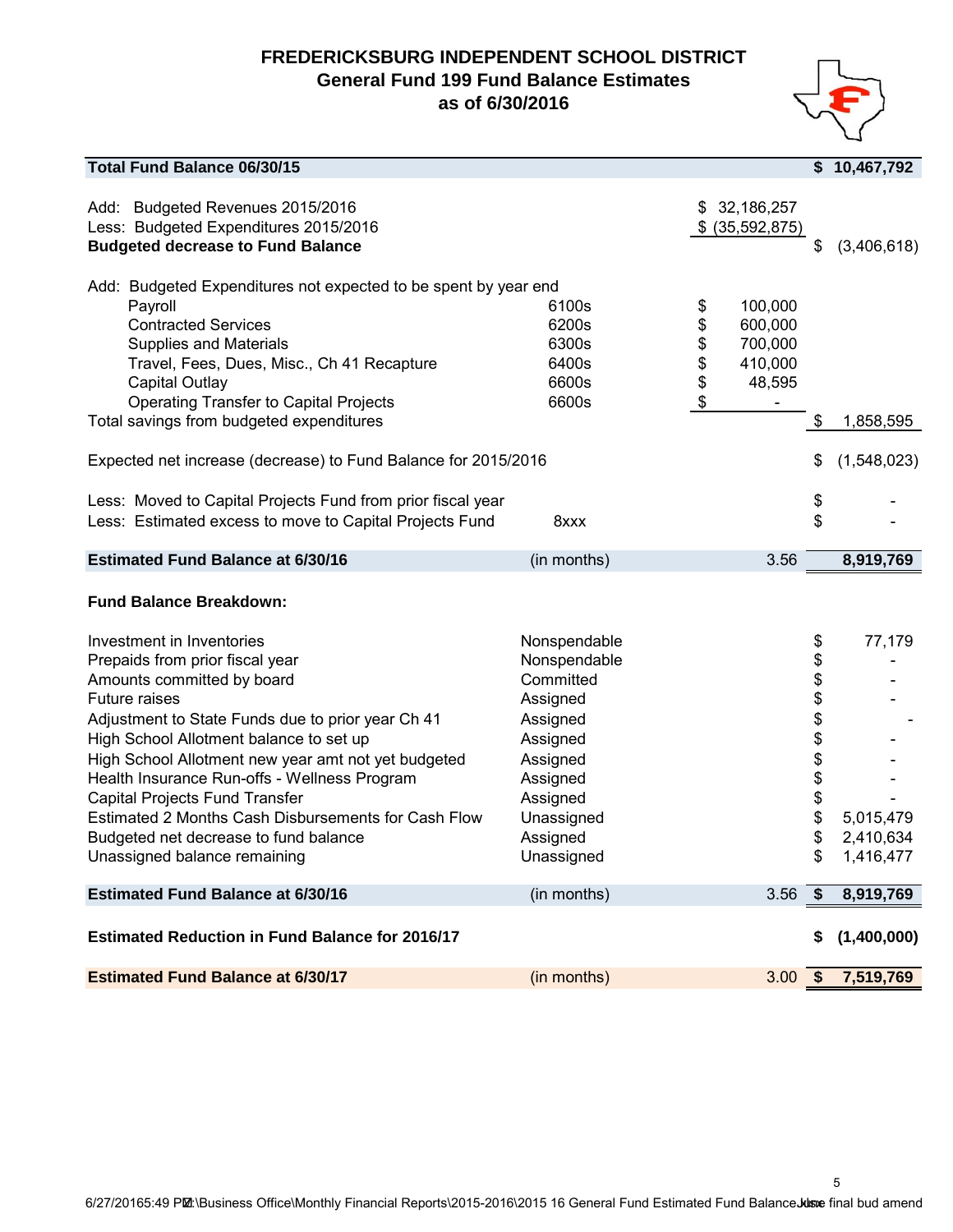# FREDERICKSBURG INDEPENDENT SCHOOL DISTRICT

## General Fund 199 Fund Balance Estimates

## as of 6/30/2016

| | | | |
|---|---|---|---|
| **Total Fund Balance 06/30/15** | | | **$ 10,467,792** |
| | | | |
| Add: Budgeted Revenues 2015/2016 | | $ 32,186,257 | |
| Less: Budgeted Expenditures 2015/2016 | | $ (35,592,875) | |
| **Budgeted decrease to Fund Balance** | | | $ (3,406,618) |
| | | | |
| Add: Budgeted Expenditures not expected to be spent by year end | | | |
| Payroll | 6100s | $ 100,000 | |
| Contracted Services | 6200s | $ 600,000 | |
| Supplies and Materials | 6300s | $ 700,000 | |
| Travel, Fees, Dues, Misc., Ch 41 Recapture | 6400s | $ 410,000 | |
| Capital Outlay | 6600s | $ 48,595 | |
| Operating Transfer to Capital Projects | 6600s | $ - | |
| Total savings from budgeted expenditures | | | $ 1,858,595 |
| | | | |
| Expected net increase (decrease) to Fund Balance for 2015/2016 | | | $ (1,548,023) |
| | | | |
| Less: Moved to Capital Projects Fund from prior fiscal year | | | $ - |
| Less: Estimated excess to move to Capital Projects Fund | 8xxx | | $ - |
| | | | |
| **Estimated Fund Balance at 6/30/16** | (in months) | 3.56 | **8,919,769** |

**Fund Balance Breakdown:**

| | | | |
|---|---|---|---|
| Investment in Inventories | Nonspendable | | $ 77,179 |
| Prepaids from prior fiscal year | Nonspendable | | $ - |
| Amounts committed by board | Committed | | $ - |
| Future raises | Assigned | | $ - |
| Adjustment to State Funds due to prior year Ch 41 | Assigned | | $ - |
| High School Allotment balance to set up | Assigned | | $ - |
| High School Allotment new year amt not yet budgeted | Assigned | | $ - |
| Health Insurance Run-offs - Wellness Program | Assigned | | $ - |
| Capital Projects Fund Transfer | Assigned | | $ - |
| Estimated 2 Months Cash Disbursements for Cash Flow | Unassigned | | $ 5,015,479 |
| Budgeted net decrease to fund balance | Assigned | | $ 2,410,634 |
| Unassigned balance remaining | Unassigned | | $ 1,416,477 |
| | | | |
| **Estimated Fund Balance at 6/30/16** | (in months) | 3.56 | **$ 8,919,769** |
| | | | |
| **Estimated Reduction in Fund Balance for 2016/17** | | | **$ (1,400,000)** |
| | | | |
| **Estimated Fund Balance at 6/30/17** | (in months) | 3.00 | **$ 7,519,769** |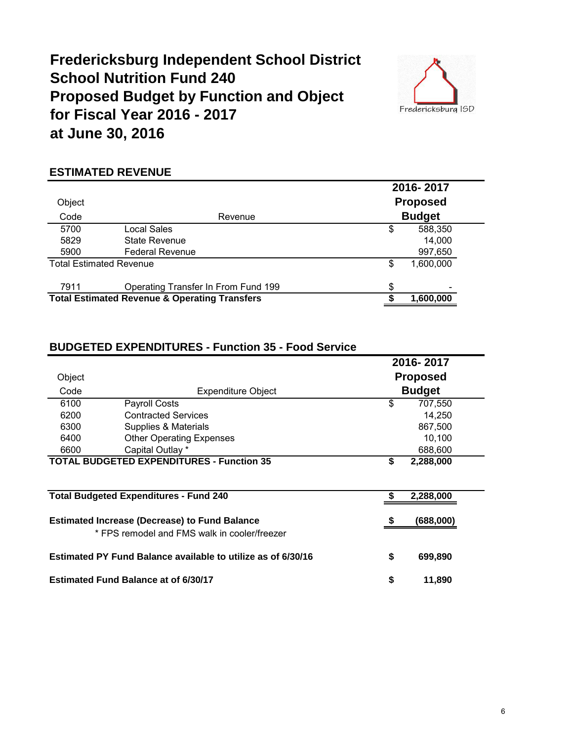# Fredericksburg Independent School District
# School Nutrition Fund 240
# Proposed Budget by Function and Object
# for Fiscal Year 2016 - 2017
# at June 30, 2016

Fredericksburg ISD

## ESTIMATED REVENUE

| Object Code | Revenue | | 2016- 2017 Proposed Budget |
|---|---|---|---|
| 5700 | Local Sales | $ | 588,350 |
| 5829 | State Revenue | | 14,000 |
| 5900 | Federal Revenue | | 997,650 |
| Total Estimated Revenue | | $ | 1,600,000 |
| 7911 | Operating Transfer In From Fund 199 | $ | - |
| **Total Estimated Revenue & Operating Transfers** | | **$** | **1,600,000** |

## BUDGETED EXPENDITURES - Function 35 - Food Service

| Object Code | Expenditure Object | | 2016- 2017 Proposed Budget |
|---|---|---|---|
| 6100 | Payroll Costs | $ | 707,550 |
| 6200 | Contracted Services | | 14,250 |
| 6300 | Supplies & Materials | | 867,500 |
| 6400 | Other Operating Expenses | | 10,100 |
| 6600 | Capital Outlay * | | 688,600 |
| **TOTAL BUDGETED EXPENDITURES - Function 35** | | **$** | **2,288,000** |

| | | |
|---|---|---|
| **Total Budgeted Expenditures - Fund 240** | **$** | **2,288,000** |
| **Estimated Increase (Decrease) to Fund Balance** | **$** | **(688,000)** |
| * FPS remodel and FMS walk in cooler/freezer | | |
| **Estimated PY Fund Balance available to utilize as of 6/30/16** | **$** | **699,890** |
| **Estimated Fund Balance at of 6/30/17** | **$** | **11,890** |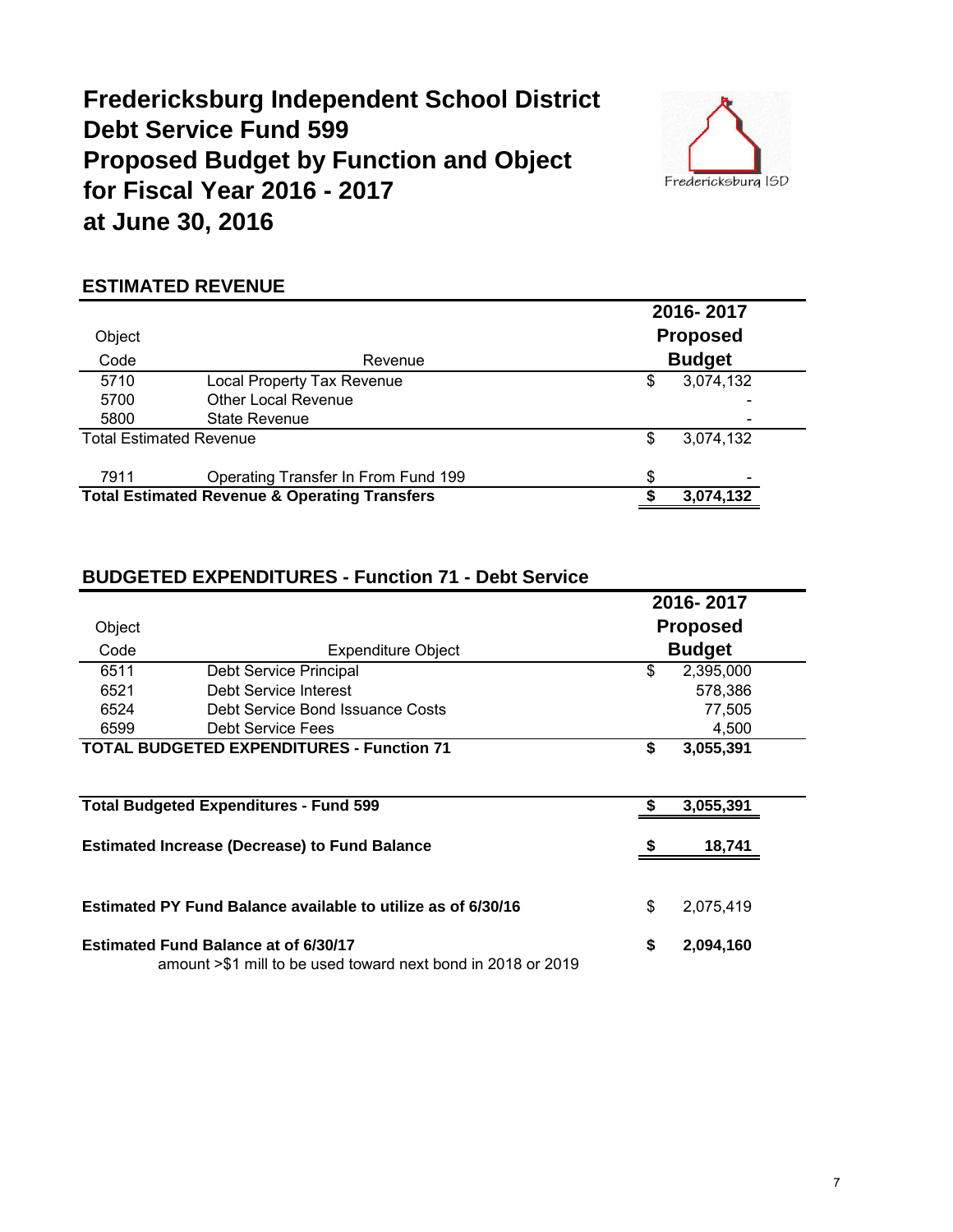# Fredericksburg Independent School District
# Debt Service Fund 599
# Proposed Budget by Function and Object
# for Fiscal Year 2016 - 2017
# at June 30, 2016

## ESTIMATED REVENUE

| Object Code | Revenue | 2016- 2017 Proposed Budget |
|---|---|---|
| 5710 | Local Property Tax Revenue | $ 3,074,132 |
| 5700 | Other Local Revenue | - |
| 5800 | State Revenue | - |
| Total Estimated Revenue | | $ 3,074,132 |
| 7911 | Operating Transfer In From Fund 199 | $ - |
| **Total Estimated Revenue & Operating Transfers** | | **$ 3,074,132** |

## BUDGETED EXPENDITURES - Function 71 - Debt Service

| Object Code | Expenditure Object | 2016- 2017 Proposed Budget |
|---|---|---|
| 6511 | Debt Service Principal | $ 2,395,000 |
| 6521 | Debt Service Interest | 578,386 |
| 6524 | Debt Service Bond Issuance Costs | 77,505 |
| 6599 | Debt Service Fees | 4,500 |
| **TOTAL BUDGETED EXPENDITURES - Function 71** | | **$ 3,055,391** |

| | |
|---|---|
| **Total Budgeted Expenditures - Fund 599** | **$ 3,055,391** |
| **Estimated Increase (Decrease) to Fund Balance** | **$ 18,741** |
| **Estimated PY Fund Balance available to utilize as of 6/30/16** | $ 2,075,419 |
| **Estimated Fund Balance at of 6/30/17** | **$ 2,094,160** |

amount >$1 mill to be used toward next bond in 2018 or 2019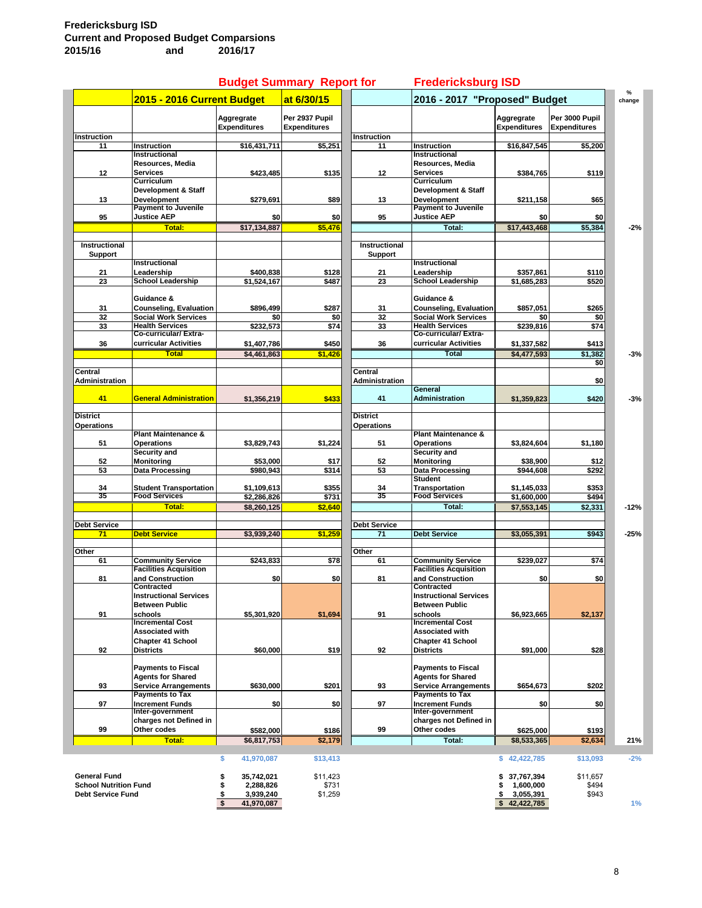# Fredericksburg ISD
## Current and Proposed Budget Comparsions
## 2015/16 and 2016/17

**Budget Summary Report for Fredericksburg ISD**

| | | 2015 - 2016 Current Budget | at 6/30/15 | | | 2016 - 2017 "Proposed" Budget | | % change |
|---|---|---|---|---|---|---|---|---|
| | | Aggregrate Expenditures | Per 2937 Pupil Expenditures | | | Aggregrate Expenditures | Per 3000 Pupil Expenditures | |
| **Instruction** | | | | **Instruction** | | | | |
| 11 | Instruction | $16,431,711 | $5,251 | 11 | Instruction | $16,847,545 | $5,200 | |
| 12 | Instructional Resources, Media Services | $423,485 | $135 | 12 | Instructional Resources, Media Services | $384,765 | $119 | |
| 13 | Curriculum Development & Staff Development | $279,691 | $89 | 13 | Curriculum Development & Staff Development | $211,158 | $65 | |
| 95 | Payment to Juvenile Justice AEP | $0 | $0 | 95 | Payment to Juvenile Justice AEP | $0 | $0 | |
| | **Total:** | $17,134,887 | $5,476 | | **Total:** | $17,443,468 | $5,384 | -2% |
| **Instructional Support** | | | | **Instructional Support** | | | | |
| 21 | Instructional Leadership | $400,838 | $128 | 21 | Instructional Leadership | $357,861 | $110 | |
| 23 | School Leadership | $1,524,167 | $487 | 23 | School Leadership | $1,685,283 | $520 | |
| 31 | Guidance & Counseling, Evaluation | $896,499 | $287 | 31 | Guidance & Counseling, Evaluation | $857,051 | $265 | |
| 32 | Social Work Services | $0 | $0 | 32 | Social Work Services | $0 | $0 | |
| 33 | Health Services | $232,573 | $74 | 33 | Health Services | $239,816 | $74 | |
| 36 | Co-curricular/ Extra-curricular Activities | $1,407,786 | $450 | 36 | Co-curricular/ Extra-curricular Activities | $1,337,582 | $413 | |
| | **Total** | $4,461,863 | $1,426 | | **Total** | $4,477,593 | $1,382 | -3% |
| | | | | | | | $0 | |
| **Central Administration** | | | | **Central Administration** | | | $0 | |
| 41 | General Administration | $1,356,219 | $433 | 41 | General Administration | $1,359,823 | $420 | -3% |
| **District Operations** | | | | **District Operations** | | | | |
| 51 | Plant Maintenance & Operations | $3,829,743 | $1,224 | 51 | Plant Maintenance & Operations | $3,824,604 | $1,180 | |
| 52 | Security and Monitoring | $53,000 | $17 | 52 | Security and Monitoring | $38,900 | $12 | |
| 53 | Data Processing | $980,943 | $314 | 53 | Data Processing | $944,608 | $292 | |
| 34 | Student Transportation | $1,109,613 | $355 | 34 | Student Transportation | $1,145,033 | $353 | |
| 35 | Food Services | $2,286,826 | $731 | 35 | Food Services | $1,600,000 | $494 | |
| | **Total:** | $8,260,125 | $2,640 | | **Total:** | $7,553,145 | $2,331 | -12% |
| **Debt Service** | | | | **Debt Service** | | | | |
| 71 | Debt Service | $3,939,240 | $1,259 | 71 | Debt Service | $3,055,391 | $943 | -25% |
| **Other** | | | | **Other** | | | | |
| 61 | Community Service | $243,833 | $78 | 61 | Community Service | $239,027 | $74 | |
| 81 | Facilities Acquisition and Construction | $0 | $0 | 81 | Facilities Acquisition and Construction | $0 | $0 | |
| 91 | Contracted Instructional Services Between Public schools | $5,301,920 | $1,694 | 91 | Contracted Instructional Services Between Public schools | $6,923,665 | $2,137 | |
| 92 | Incremental Cost Associated with Chapter 41 School Districts | $60,000 | $19 | 92 | Incremental Cost Associated with Chapter 41 School Districts | $91,000 | $28 | |
| 93 | Payments to Fiscal Agents for Shared Service Arrangements | $630,000 | $201 | 93 | Payments to Fiscal Agents for Shared Service Arrangements | $654,673 | $202 | |
| 97 | Payments to Tax Increment Funds | $0 | $0 | 97 | Payments to Tax Increment Funds | $0 | $0 | |
| 99 | Inter-government charges not Defined in Other codes | $582,000 | $186 | 99 | Inter-government charges not Defined in Other codes | $625,000 | $193 | |
| | **Total:** | $6,817,753 | $2,179 | | **Total:** | $8,533,365 | $2,634 | 21% |
| | | $ 41,970,087 | $13,413 | | | $ 42,422,785 | $13,093 | -2% |
| **General Fund** | | $ 35,742,021 | $11,423 | | | $ 37,767,394 | $11,657 | |
| **School Nutrition Fund** | | $ 2,288,826 | $731 | | | $ 1,600,000 | $494 | |
| **Debt Service Fund** | | $ 3,939,240 | $1,259 | | | $ 3,055,391 | $943 | |
| | | $ 41,970,087 | | | | $ 42,422,785 | | 1% |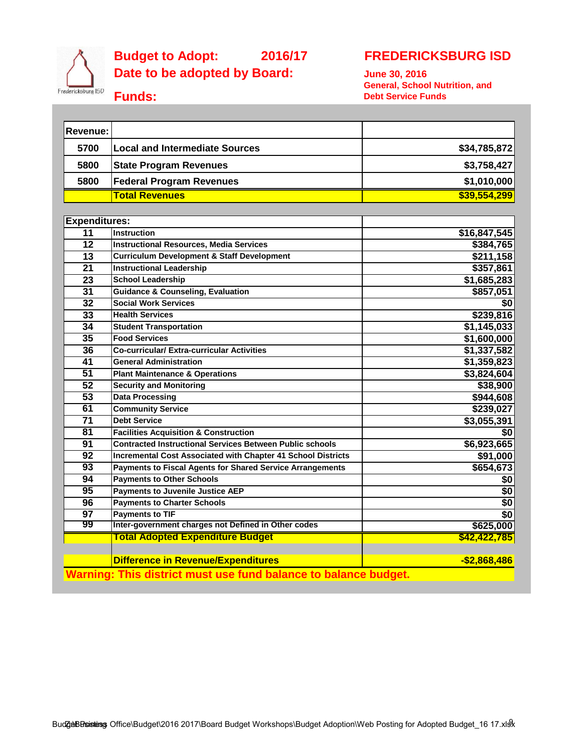# Budget to Adopt: 2016/17

# FREDERICKSBURG ISD

**Date to be adopted by Board:** June 30, 2016

**Funds:** General, School Nutrition, and Debt Service Funds

| Revenue: | | |
|---|---|---|
| 5700 | Local and Intermediate Sources | $34,785,872 |
| 5800 | State Program Revenues | $3,758,427 |
| 5800 | Federal Program Revenues | $1,010,000 |
| | **Total Revenues** | **$39,554,299** |

| Expenditures: | | |
|---|---|---|
| 11 | Instruction | $16,847,545 |
| 12 | Instructional Resources, Media Services | $384,765 |
| 13 | Curriculum Development & Staff Development | $211,158 |
| 21 | Instructional Leadership | $357,861 |
| 23 | School Leadership | $1,685,283 |
| 31 | Guidance & Counseling, Evaluation | $857,051 |
| 32 | Social Work Services | $0 |
| 33 | Health Services | $239,816 |
| 34 | Student Transportation | $1,145,033 |
| 35 | Food Services | $1,600,000 |
| 36 | Co-curricular/ Extra-curricular Activities | $1,337,582 |
| 41 | General Administration | $1,359,823 |
| 51 | Plant Maintenance & Operations | $3,824,604 |
| 52 | Security and Monitoring | $38,900 |
| 53 | Data Processing | $944,608 |
| 61 | Community Service | $239,027 |
| 71 | Debt Service | $3,055,391 |
| 81 | Facilities Acquisition & Construction | $0 |
| 91 | Contracted Instructional Services Between Public schools | $6,923,665 |
| 92 | Incremental Cost Associated with Chapter 41 School Districts | $91,000 |
| 93 | Payments to Fiscal Agents for Shared Service Arrangements | $654,673 |
| 94 | Payments to Other Schools | $0 |
| 95 | Payments to Juvenile Justice AEP | $0 |
| 96 | Payments to Charter Schools | $0 |
| 97 | Payments to TIF | $0 |
| 99 | Inter-government charges not Defined in Other codes | $625,000 |
| | **Total Adopted Expenditure Budget** | **$42,422,785** |
| | | |
| | **Difference in Revenue/Expenditures** | **-$2,868,486** |

**Warning: This district must use fund balance to balance budget.**

Business Office\Budget\2016 2017\Board Budget Workshops\Budget Adoption\Web Posting for Adopted Budget_16 17.xlsx